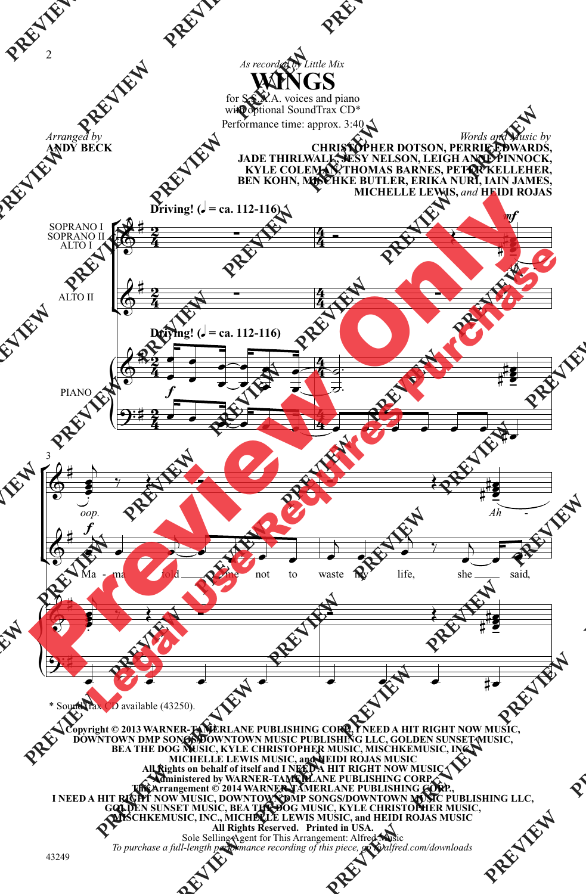*As recorded by Little Mix*

# WINGS

for S.S.A.A. voices and piano
with optional SoundTrax CD*

Performance time: approx. 3:40

*Arranged by*
**ANDY BECK**

*Words and Music by*
**CHRISTOPHER DOTSON, PERRIE EDWARDS, JADE THIRLWALL, JESY NELSON, LEIGH ANNE PINNOCK, KYLE COLEMAN, THOMAS BARNES, PETER KELLEHER, BEN KOHN, MISCHKE BUTLER, ERIKA NURI, IAN JAMES, MICHELLE LEWIS,** *and* **HEIDI ROJAS**

Driving! (♩ = ca. 112-116)

SOPRANO I
SOPRANO II
ALTO I

ALTO II

PIANO

oop. Ah

Ma - ma told me not to waste my life, she said,

\* SoundTrax CD available (43250).

**Copyright © 2013 WARNER-TAMERLANE PUBLISHING CORP., I NEED A HIT RIGHT NOW MUSIC, DOWNTOWN DMP SONGS/DOWNTOWN MUSIC PUBLISHING LLC, GOLDEN SUNSET MUSIC, BEA THE DOG MUSIC, KYLE CHRISTOPHER MUSIC, MISCHKEMUSIC, INC., MICHELLE LEWIS MUSIC, and HEIDI ROJAS MUSIC**
**All Rights on behalf of itself and I NEED A HIT RIGHT NOW MUSIC Administered by WARNER-TAMERLANE PUBLISHING CORP.**
**This Arrangement © 2014 WARNER-TAMERLANE PUBLISHING CORP., I NEED A HIT RIGHT NOW MUSIC, DOWNTOWN DMP SONGS/DOWNTOWN MUSIC PUBLISHING LLC, GOLDEN SUNSET MUSIC, BEA THE DOG MUSIC, KYLE CHRISTOPHER MUSIC, MISCHKEMUSIC, INC., MICHELLE LEWIS MUSIC, and HEIDI ROJAS MUSIC**
**All Rights Reserved. Printed in USA.**
Sole Selling Agent for This Arrangement: Alfred Music
*To purchase a full-length performance recording of this piece, go to alfred.com/downloads*

43249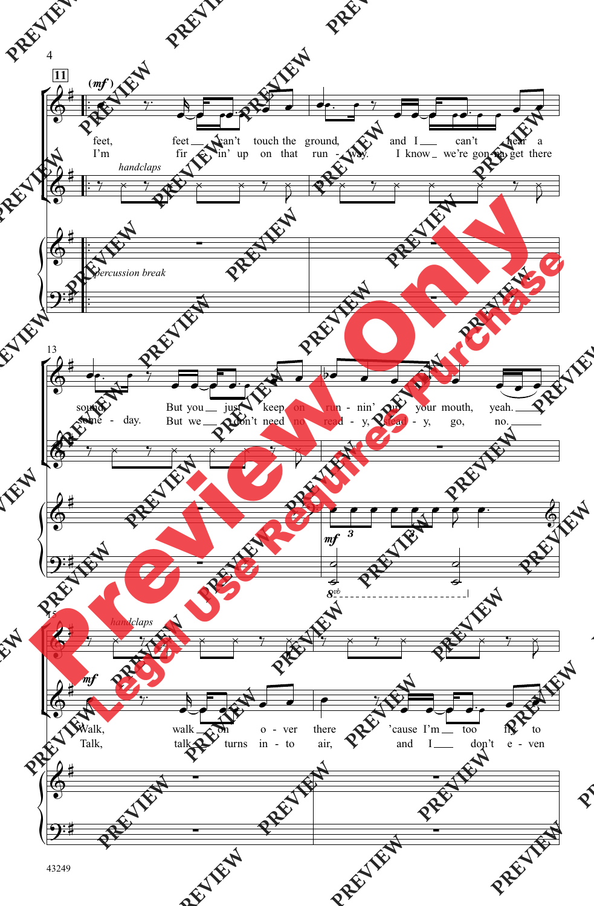11

(mf)

feet, feet can't touch the ground, and I can't hear a
I'm fir - in' up on that run - way. I know we're gon - na get there

handclaps

percussion break

13

sound, But you just keep on run - nin' your mouth, yeah.
some - day. But we don't need no read - y, set, go, no.

mf

15

handclaps

mf

Walk, walk on o - ver there 'cause I'm too fly to
Talk, talk turns in - to air, and I don't e - ven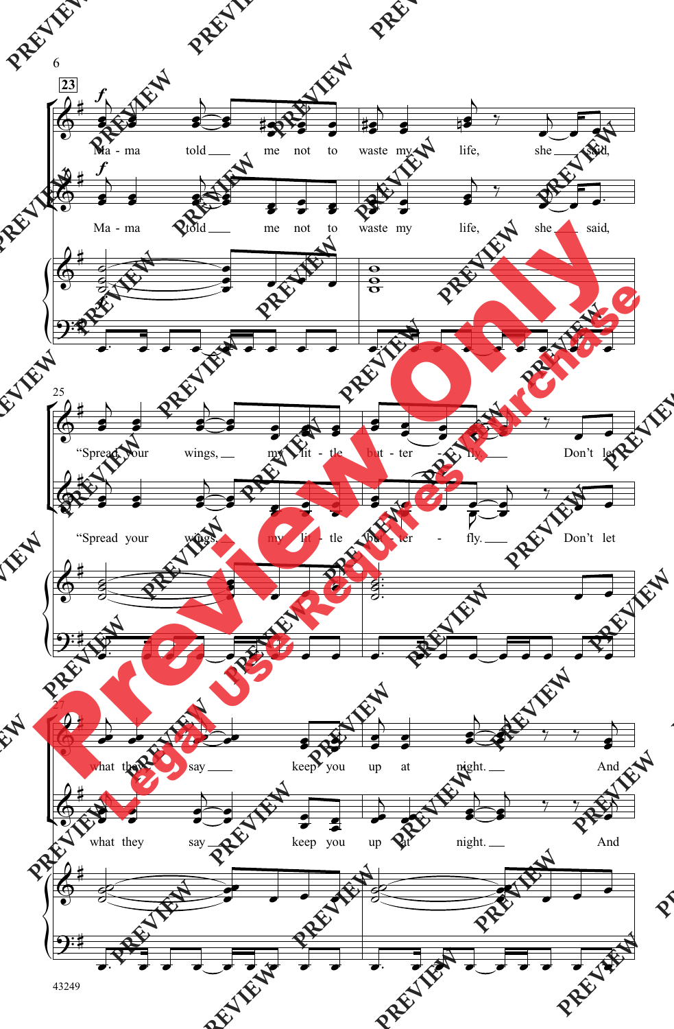23

*f*

Ma - ma told me not to waste my life, she said,

Ma - ma told me not to waste my life, she said,

25

"Spread your wings, my lit - tle but - ter - fly. Don't let

"Spread your wings, my lit - tle but - ter - fly. Don't let

27

what they say keep you up at night. And

what they say keep you up at night. And

43249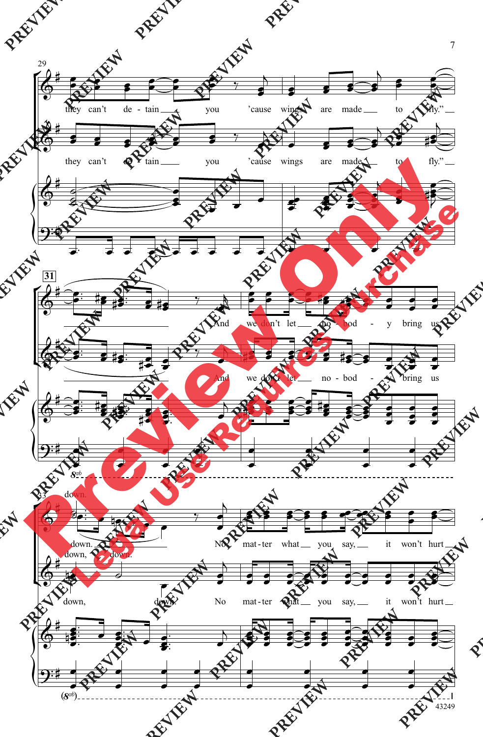29

they can't de - tain you 'cause wings are made to fly."

they can't de - tain you 'cause wings are made to fly."

31

And we don't let no - bod - y bring us

And we don't let no - bod - y bring us

33

down.

down. No mat - ter what you say, it won't hurt

down, down.

down, down. No mat - ter what you say, it won't hurt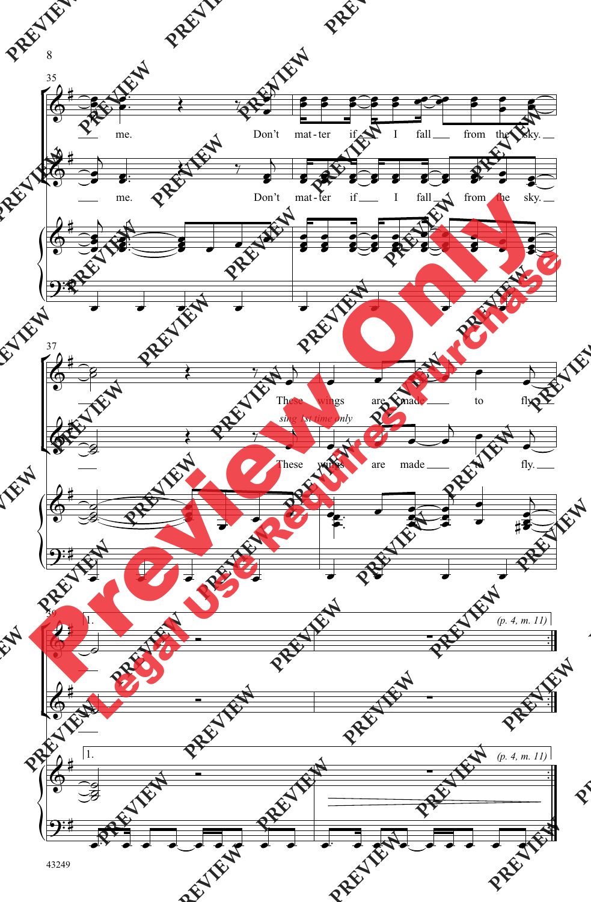35

me. Don't mat - ter if I fall from the sky.

me. Don't mat - ter if I fall from the sky.

37

These wings are made to fly.

*sing 1st time only*

These wings are made to fly.

39

1.

(p. 4, m. 11)

1.

(p. 4, m. 11)

43249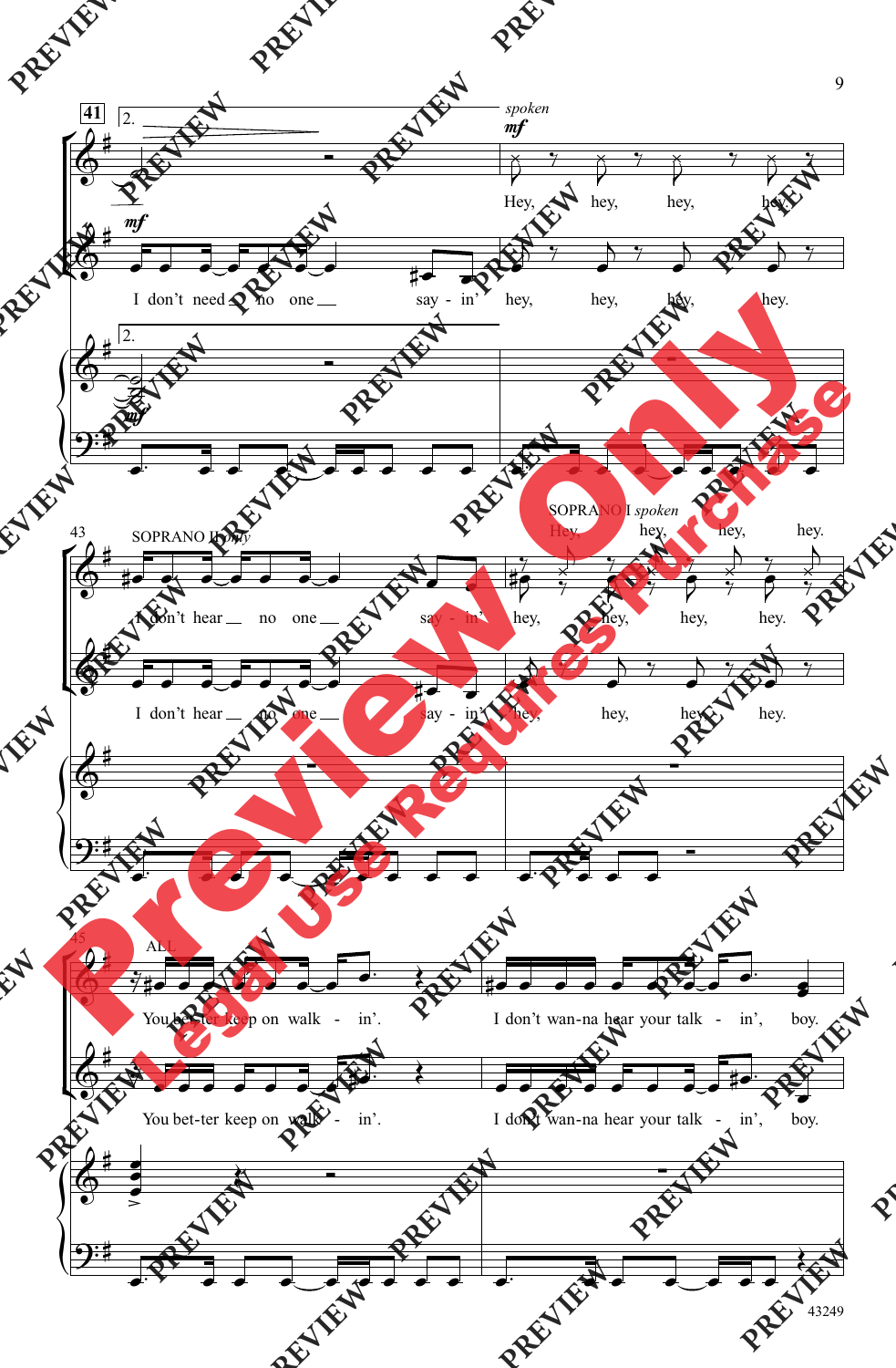41

2.

*spoken*

*mf*

Hey, hey, hey, hey.

*mf*

I don't need no one say - in' hey, hey, hey, hey.

2.

*mf*

43

SOPRANO II *only*

I don't hear no one say - in' hey, hey, hey, hey.

SOPRANO I *spoken*

Hey, hey, hey, hey.

I don't hear no one say - in' hey, hey, hey, hey.

45

ALL

You bet-ter keep on walk - in'. I don't wan-na hear your talk - in', boy.

You bet-ter keep on walk - in'. I don't wan-na hear your talk - in', boy.

43249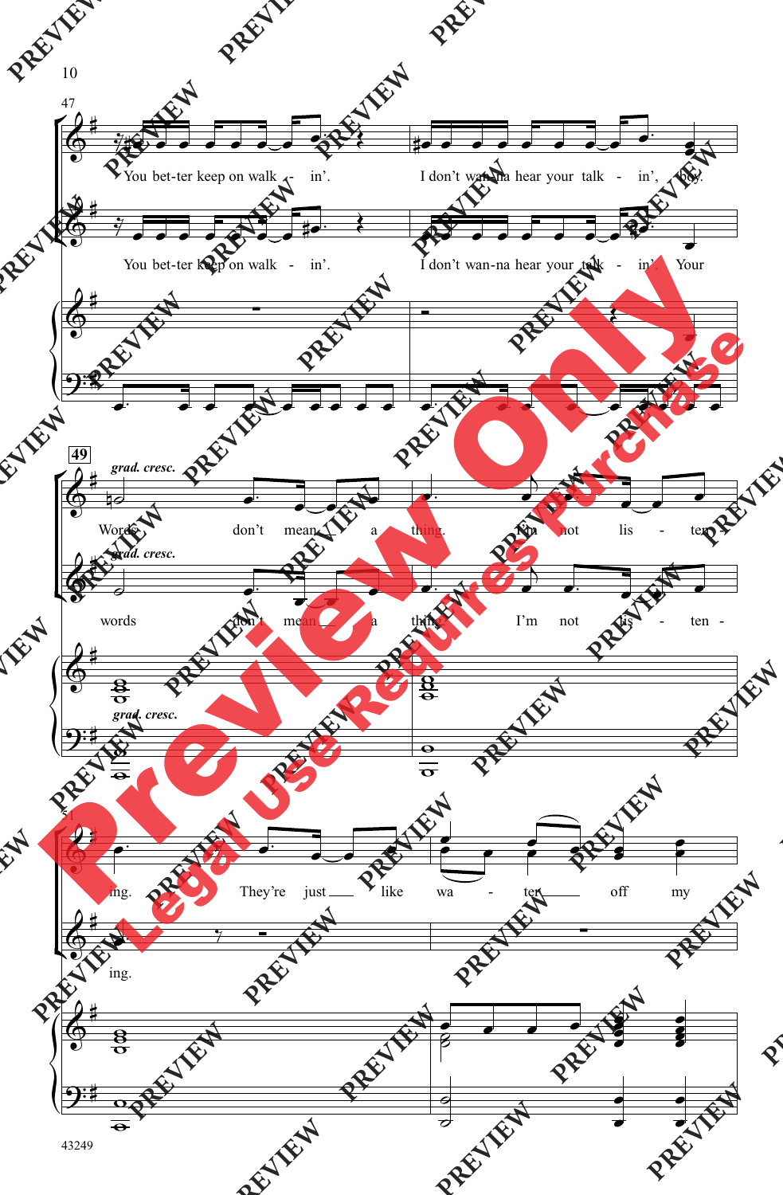47

You bet-ter keep on walk - in'. I don't wan-na hear your talk - in', boy.

You bet-ter keep on walk - in'. I don't wan-na hear your talk - in'. Your

49

*grad. cresc.*

Words don't mean a thing. I'm not lis - ten -

*grad. cresc.*

words don't mean a thing. I'm not lis - ten -

*grad. cresc.*

51

ing. They're just like wa - ter off my

ing.

43249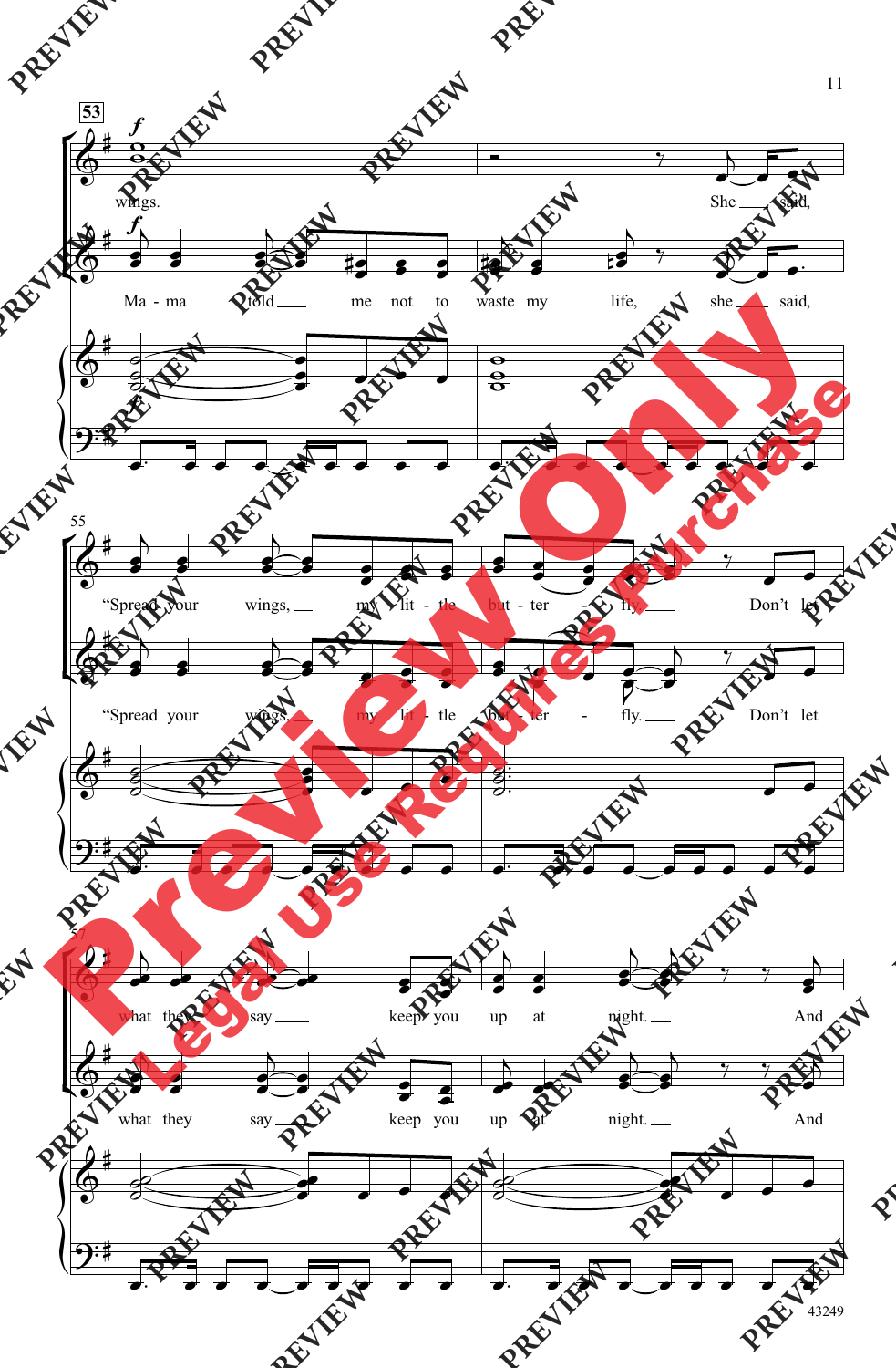53

*f*

wings. She said,

*f*

Ma - ma told me not to waste my life, she said,

55

"Spread your wings, my lit - tle but - ter - fly. Don't let

"Spread your wings, my lit - tle but - ter - fly. Don't let

57

what they say keep you up at night. And

what they say keep you up at night. And

43249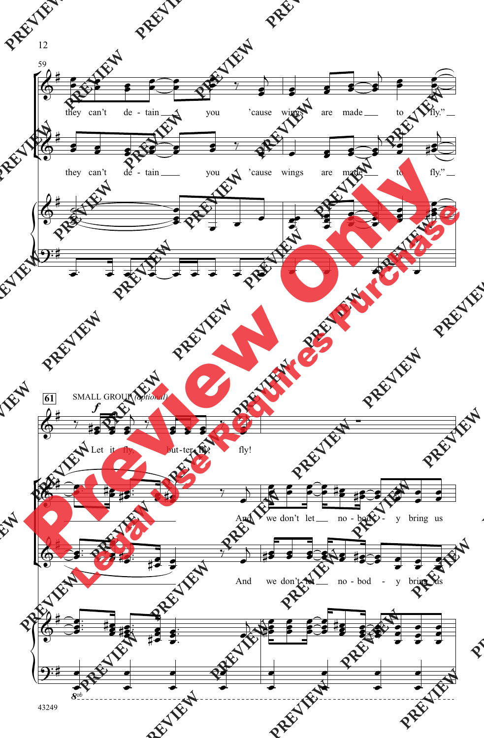59

they can't de - tain you 'cause wings are made to fly." 

they can't de - tain you 'cause wings are made to fly." 

61 SMALL GROUP *(optional)*

*f*

Let it fly, but - ter - fly, fly!

And we don't let no - bod - y bring us

And we don't let no - bod - y bring us

43249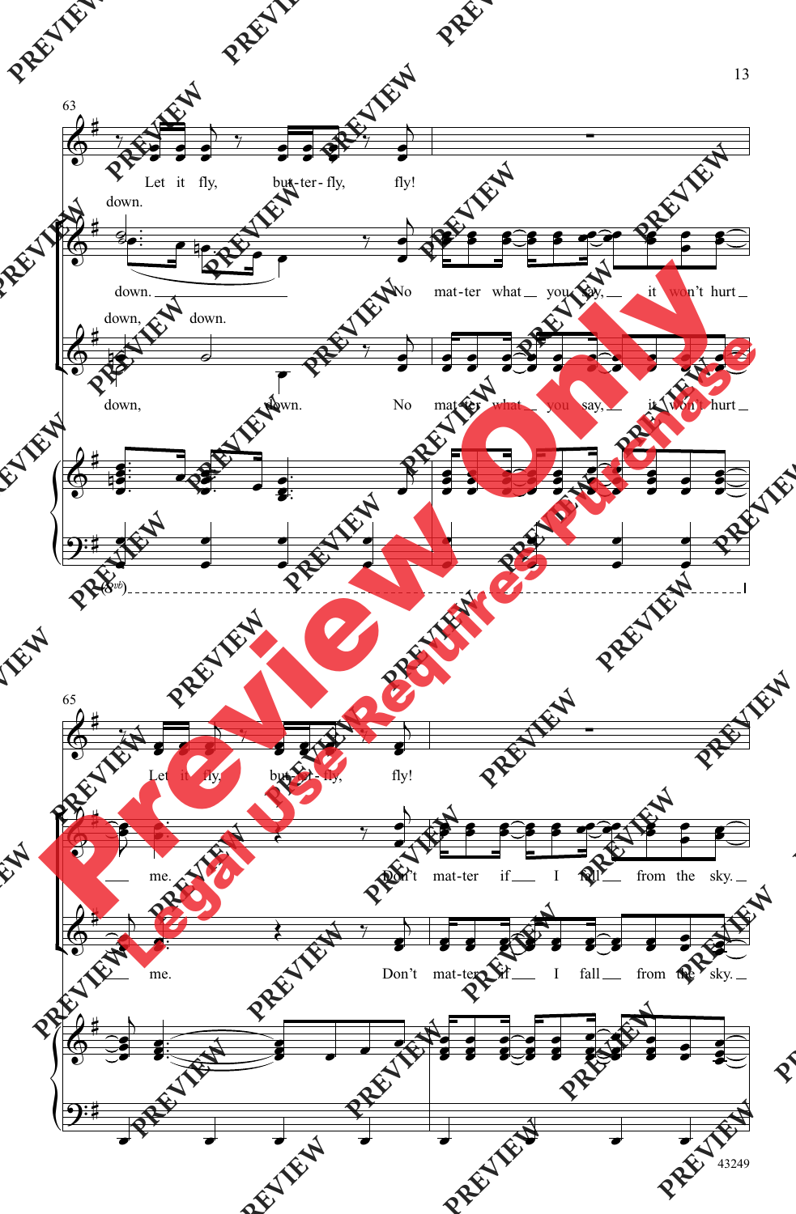63

Let it fly, but-ter-fly, fly!

down.

down. No mat-ter what you say, it won't hurt

down, down.

down, down. No mat-ter what you say, it won't hurt

65

Let it fly, but-ter-fly, fly!

me. Don't mat-ter if I fall from the sky.

me. Don't mat-ter if I fall from the sky.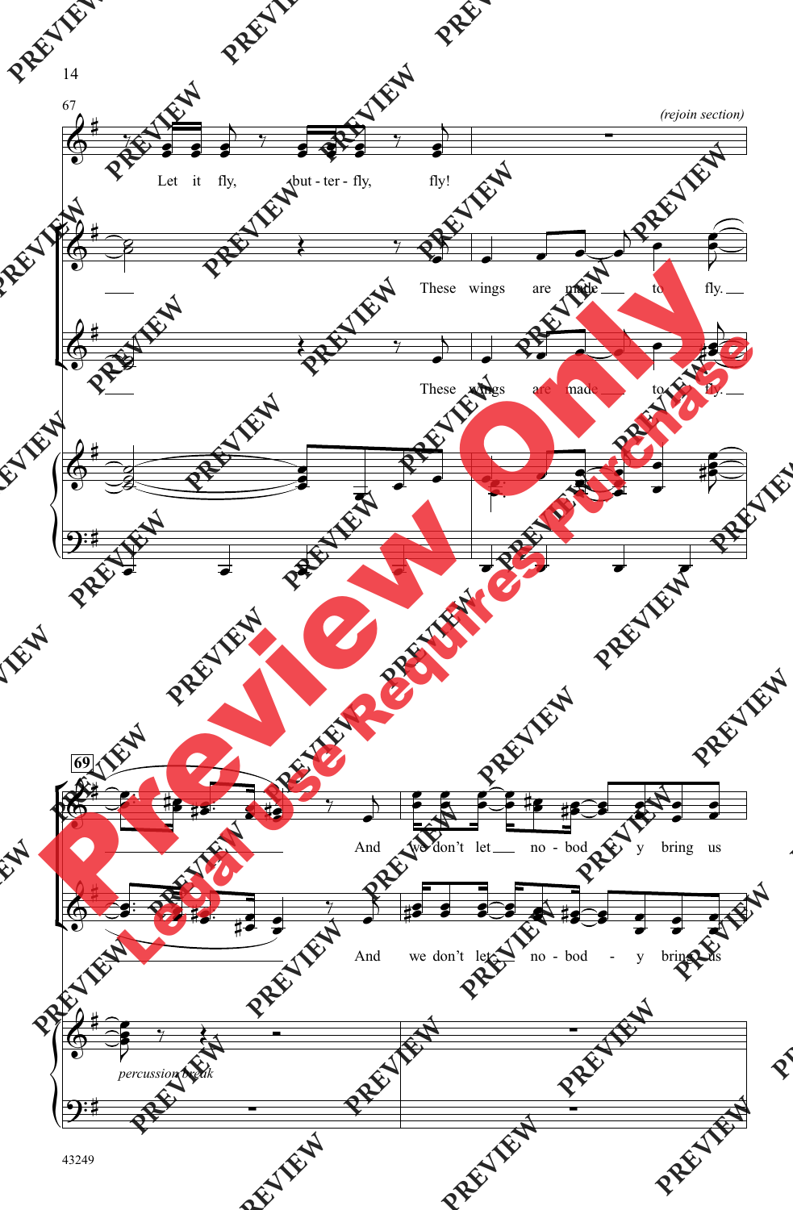67

*(rejoin section)*

Let it fly, but - ter - fly, fly!

These wings are made to fly.

These wings are made to fly.

69

And we don't let no - bod - y bring us

And we don't let no - bod - y bring us

*percussion break*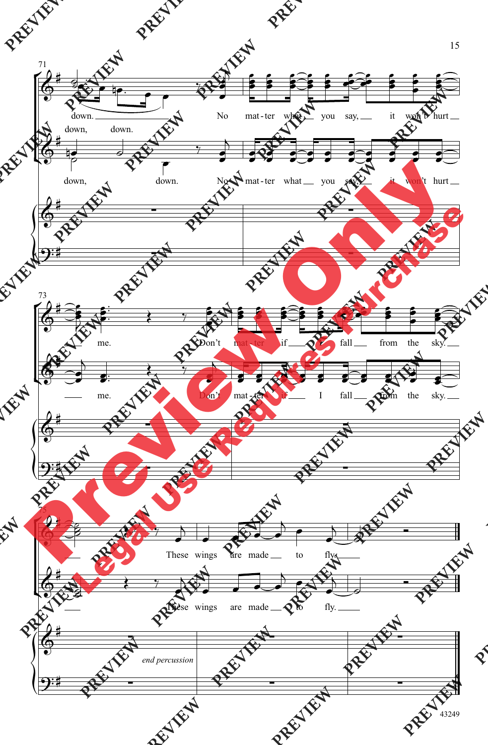71

down. No mat - ter what you say, it won't hurt

down, down.

down, down. No mat - ter what you say, it won't hurt

73

me. Don't mat - ter if I fall from the sky.

me. Don't mat - ter if I fall from the sky.

75

These wings are made to fly.

These wings are made to fly.

*end percussion*